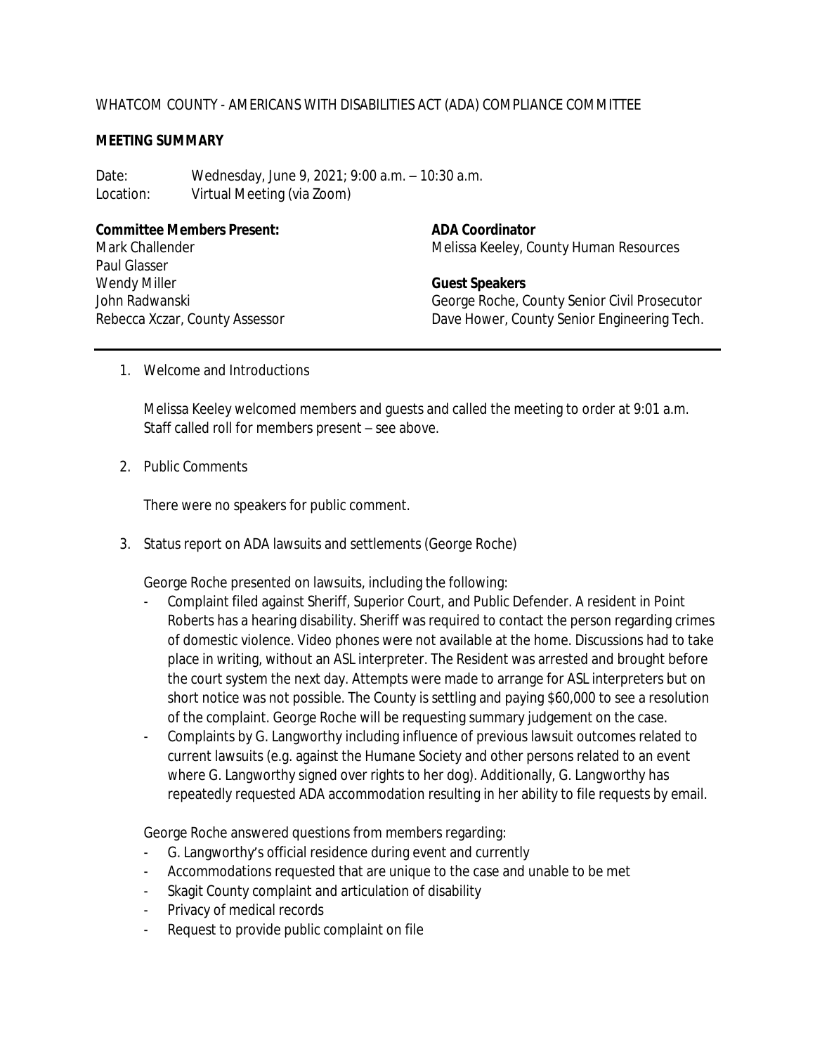WHATCOM COUNTY - AMERICANS WITH DISABILITIES ACT (ADA) COMPLIANCE COMMITTEE

**MEETING SUMMARY**

Date: Wednesday, June 9, 2021; 9:00 a.m. – 10:30 a.m.
Location: Virtual Meeting (via Zoom)

**Committee Members Present:**
Mark Challender
Paul Glasser
Wendy Miller
John Radwanski
Rebecca Xczar, County Assessor

**ADA Coordinator**
Melissa Keeley, County Human Resources

**Guest Speakers**
George Roche, County Senior Civil Prosecutor
Dave Hower, County Senior Engineering Tech.

---

1. Welcome and Introductions

   Melissa Keeley welcomed members and guests and called the meeting to order at 9:01 a.m. Staff called roll for members present – see above.

2. Public Comments

   There were no speakers for public comment.

3. Status report on ADA lawsuits and settlements (George Roche)

   George Roche presented on lawsuits, including the following:
   - Complaint filed against Sheriff, Superior Court, and Public Defender. A resident in Point Roberts has a hearing disability. Sheriff was required to contact the person regarding crimes of domestic violence. Video phones were not available at the home. Discussions had to take place in writing, without an ASL interpreter. The Resident was arrested and brought before the court system the next day. Attempts were made to arrange for ASL interpreters but on short notice was not possible. The County is settling and paying $60,000 to see a resolution of the complaint. George Roche will be requesting summary judgement on the case.
   - Complaints by G. Langworthy including influence of previous lawsuit outcomes related to current lawsuits (e.g. against the Humane Society and other persons related to an event where G. Langworthy signed over rights to her dog). Additionally, G. Langworthy has repeatedly requested ADA accommodation resulting in her ability to file requests by email.

   George Roche answered questions from members regarding:
   - G. Langworthy's official residence during event and currently
   - Accommodations requested that are unique to the case and unable to be met
   - Skagit County complaint and articulation of disability
   - Privacy of medical records
   - Request to provide public complaint on file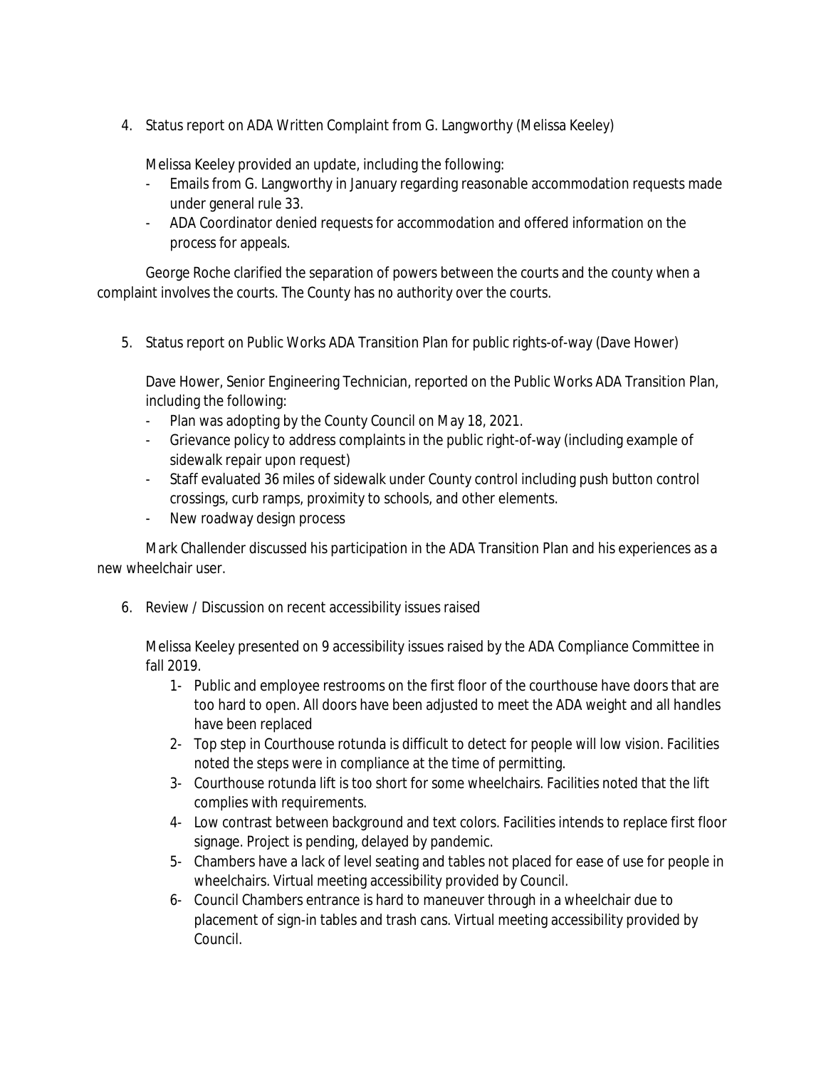4. Status report on ADA Written Complaint from G. Langworthy (Melissa Keeley)

   Melissa Keeley provided an update, including the following:
   - Emails from G. Langworthy in January regarding reasonable accommodation requests made under general rule 33.
   - ADA Coordinator denied requests for accommodation and offered information on the process for appeals.

   George Roche clarified the separation of powers between the courts and the county when a complaint involves the courts. The County has no authority over the courts.

5. Status report on Public Works ADA Transition Plan for public rights-of-way (Dave Hower)

   Dave Hower, Senior Engineering Technician, reported on the Public Works ADA Transition Plan, including the following:
   - Plan was adopting by the County Council on May 18, 2021.
   - Grievance policy to address complaints in the public right-of-way (including example of sidewalk repair upon request)
   - Staff evaluated 36 miles of sidewalk under County control including push button control crossings, curb ramps, proximity to schools, and other elements.
   - New roadway design process

   Mark Challender discussed his participation in the ADA Transition Plan and his experiences as a new wheelchair user.

6. Review / Discussion on recent accessibility issues raised

   Melissa Keeley presented on 9 accessibility issues raised by the ADA Compliance Committee in fall 2019.
   1- Public and employee restrooms on the first floor of the courthouse have doors that are too hard to open. All doors have been adjusted to meet the ADA weight and all handles have been replaced
   2- Top step in Courthouse rotunda is difficult to detect for people will low vision. Facilities noted the steps were in compliance at the time of permitting.
   3- Courthouse rotunda lift is too short for some wheelchairs. Facilities noted that the lift complies with requirements.
   4- Low contrast between background and text colors. Facilities intends to replace first floor signage. Project is pending, delayed by pandemic.
   5- Chambers have a lack of level seating and tables not placed for ease of use for people in wheelchairs. Virtual meeting accessibility provided by Council.
   6- Council Chambers entrance is hard to maneuver through in a wheelchair due to placement of sign-in tables and trash cans. Virtual meeting accessibility provided by Council.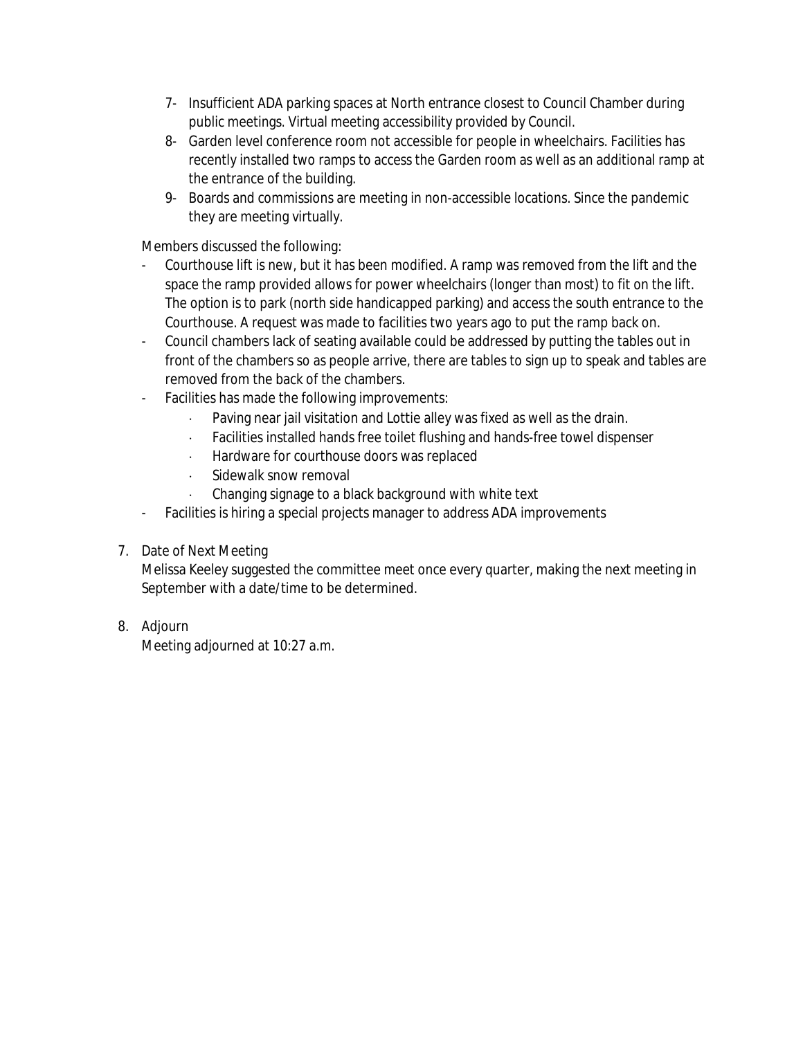7- Insufficient ADA parking spaces at North entrance closest to Council Chamber during public meetings. Virtual meeting accessibility provided by Council.

8- Garden level conference room not accessible for people in wheelchairs. Facilities has recently installed two ramps to access the Garden room as well as an additional ramp at the entrance of the building.

9- Boards and commissions are meeting in non-accessible locations. Since the pandemic they are meeting virtually.

Members discussed the following:

- Courthouse lift is new, but it has been modified. A ramp was removed from the lift and the space the ramp provided allows for power wheelchairs (longer than most) to fit on the lift. The option is to park (north side handicapped parking) and access the south entrance to the Courthouse. A request was made to facilities two years ago to put the ramp back on.
- Council chambers lack of seating available could be addressed by putting the tables out in front of the chambers so as people arrive, there are tables to sign up to speak and tables are removed from the back of the chambers.
- Facilities has made the following improvements:
  - Paving near jail visitation and Lottie alley was fixed as well as the drain.
  - Facilities installed hands free toilet flushing and hands-free towel dispenser
  - Hardware for courthouse doors was replaced
  - Sidewalk snow removal
  - Changing signage to a black background with white text
- Facilities is hiring a special projects manager to address ADA improvements

7. Date of Next Meeting
   Melissa Keeley suggested the committee meet once every quarter, making the next meeting in September with a date/time to be determined.

8. Adjourn
   Meeting adjourned at 10:27 a.m.